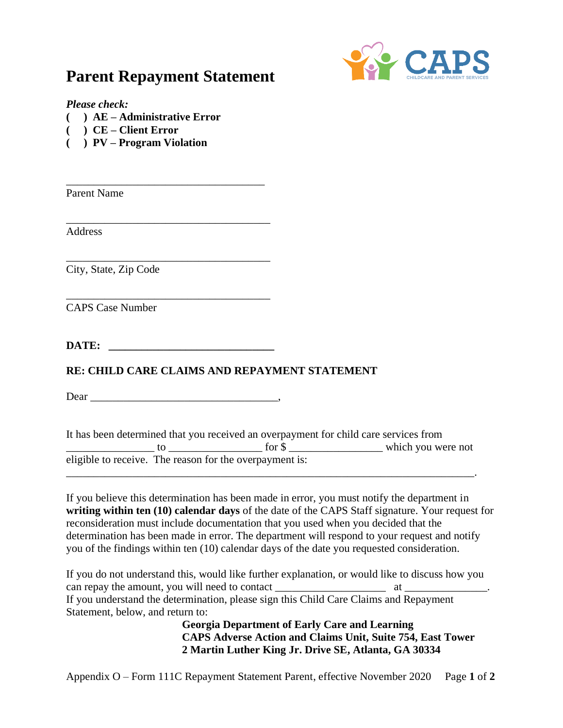# Parent Repayment Statement

CAPS CHILDCARE AND PARENT SERVICES

*Please check:*

**( ) AE – Administrative Error**
**( ) CE – Client Error**
**( ) PV – Program Violation**

_____________________________________
Parent Name

______________________________________
Address

______________________________________
City, State, Zip Code

______________________________________
CAPS Case Number

**DATE: ______________________________**

**RE: CHILD CARE CLAIMS AND REPAYMENT STATEMENT**

Dear __________________________________,

It has been determined that you received an overpayment for child care services from ________________ to ________________ for $ ________________ which you were not eligible to receive. The reason for the overpayment is: ____________________________________________________________________________.

If you believe this determination has been made in error, you must notify the department in **writing within ten (10) calendar days** of the date of the CAPS Staff signature. Your request for reconsideration must include documentation that you used when you decided that the determination has been made in error. The department will respond to your request and notify you of the findings within ten (10) calendar days of the date you requested consideration.

If you do not understand this, would like further explanation, or would like to discuss how you can repay the amount, you will need to contact ____________________ at _______________. If you understand the determination, please sign this Child Care Claims and Repayment Statement, below, and return to:

**Georgia Department of Early Care and Learning**
**CAPS Adverse Action and Claims Unit, Suite 754, East Tower**
**2 Martin Luther King Jr. Drive SE, Atlanta, GA 30334**

Appendix O – Form 111C Repayment Statement Parent, effective November 2020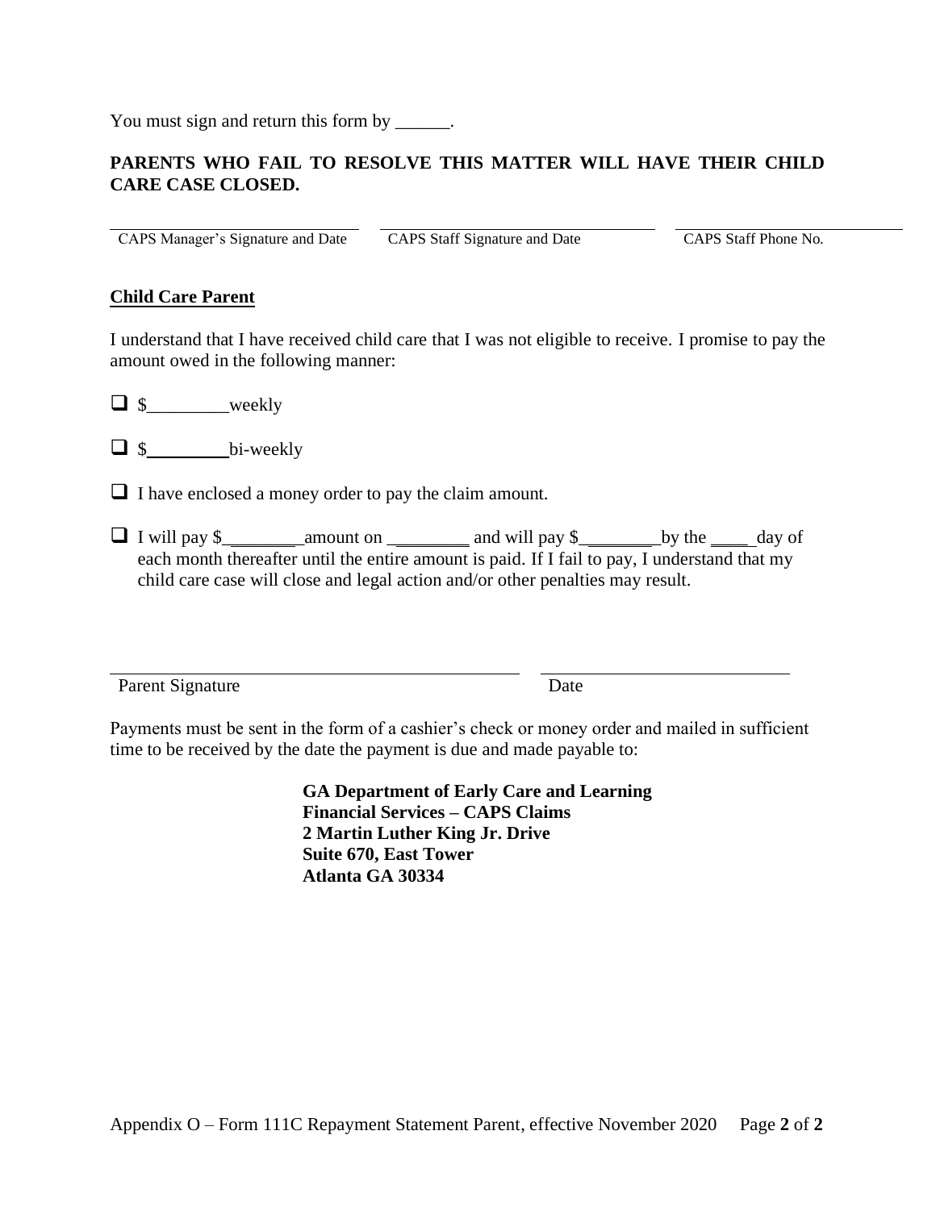You must sign and return this form by ______.

**PARENTS WHO FAIL TO RESOLVE THIS MATTER WILL HAVE THEIR CHILD CARE CASE CLOSED.**

| | | |
|---|---|---|
| CAPS Manager's Signature and Date | CAPS Staff Signature and Date | CAPS Staff Phone No. |

**Child Care Parent**

I understand that I have received child care that I was not eligible to receive. I promise to pay the amount owed in the following manner:

- ☐ $_________weekly
- ☐ $_________bi-weekly
- ☐ I have enclosed a money order to pay the claim amount.
- ☐ I will pay $________amount on _________ and will pay $________by the _____ day of each month thereafter until the entire amount is paid. If I fail to pay, I understand that my child care case will close and legal action and/or other penalties may result.

| | |
|---|---|
| Parent Signature | Date |

Payments must be sent in the form of a cashier's check or money order and mailed in sufficient time to be received by the date the payment is due and made payable to:

**GA Department of Early Care and Learning**
**Financial Services – CAPS Claims**
**2 Martin Luther King Jr. Drive**
**Suite 670, East Tower**
**Atlanta GA 30334**

Appendix O – Form 111C Repayment Statement Parent, effective November 2020